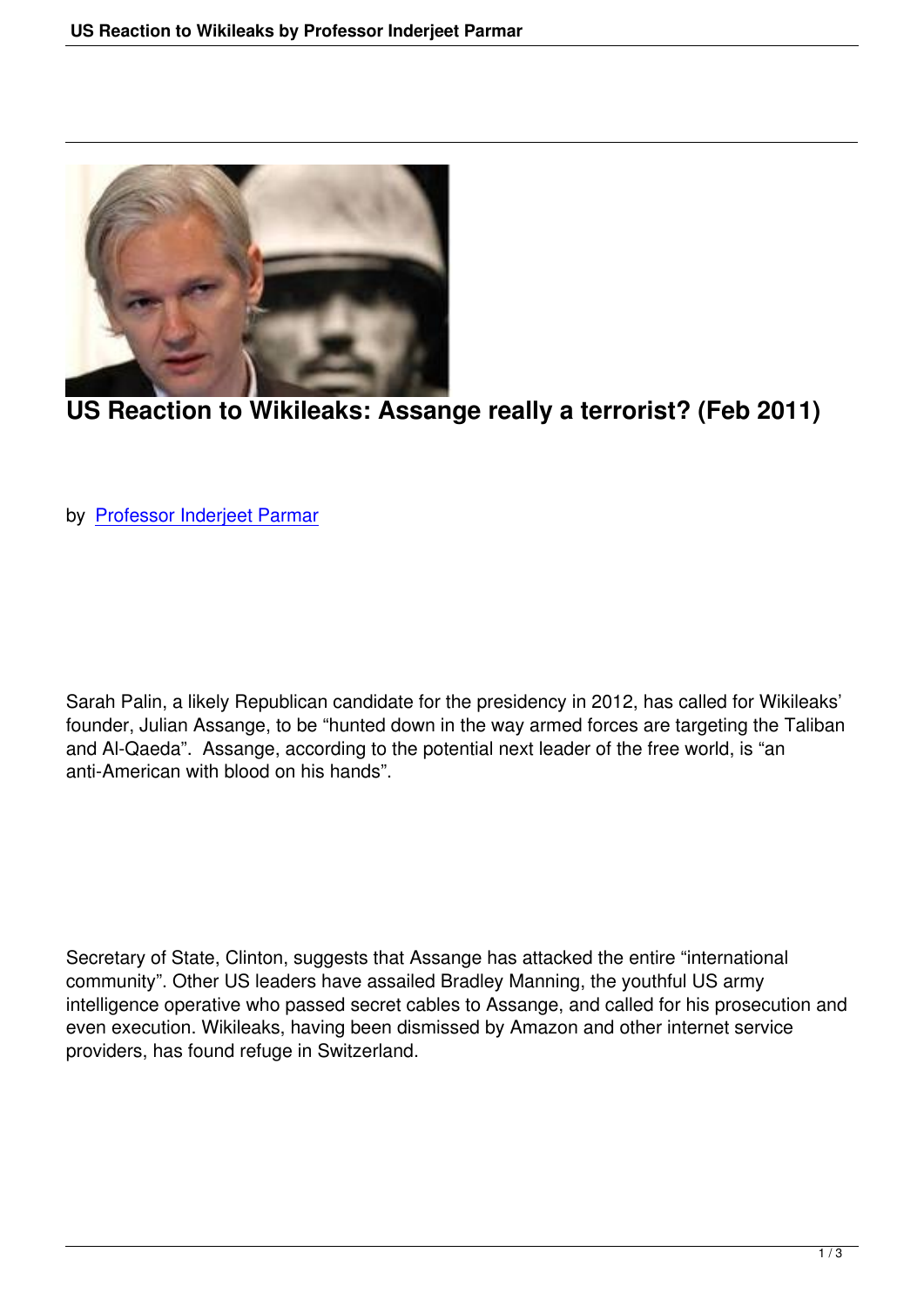# US Reaction to Wikileaks: Assange really a terrorist? (Feb 2011)

by Professor Inderjeet Parmar

Sarah Palin, a likely Republican candidate for the presidency in 2012, has called for Wikileaks' founder, Julian Assange, to be "hunted down in the way armed forces are targeting the Taliban and Al-Qaeda". Assange, according to the potential next leader of the free world, is "an anti-American with blood on his hands".

Secretary of State, Clinton, suggests that Assange has attacked the entire "international community". Other US leaders have assailed Bradley Manning, the youthful US army intelligence operative who passed secret cables to Assange, and called for his prosecution and even execution. Wikileaks, having been dismissed by Amazon and other internet service providers, has found refuge in Switzerland.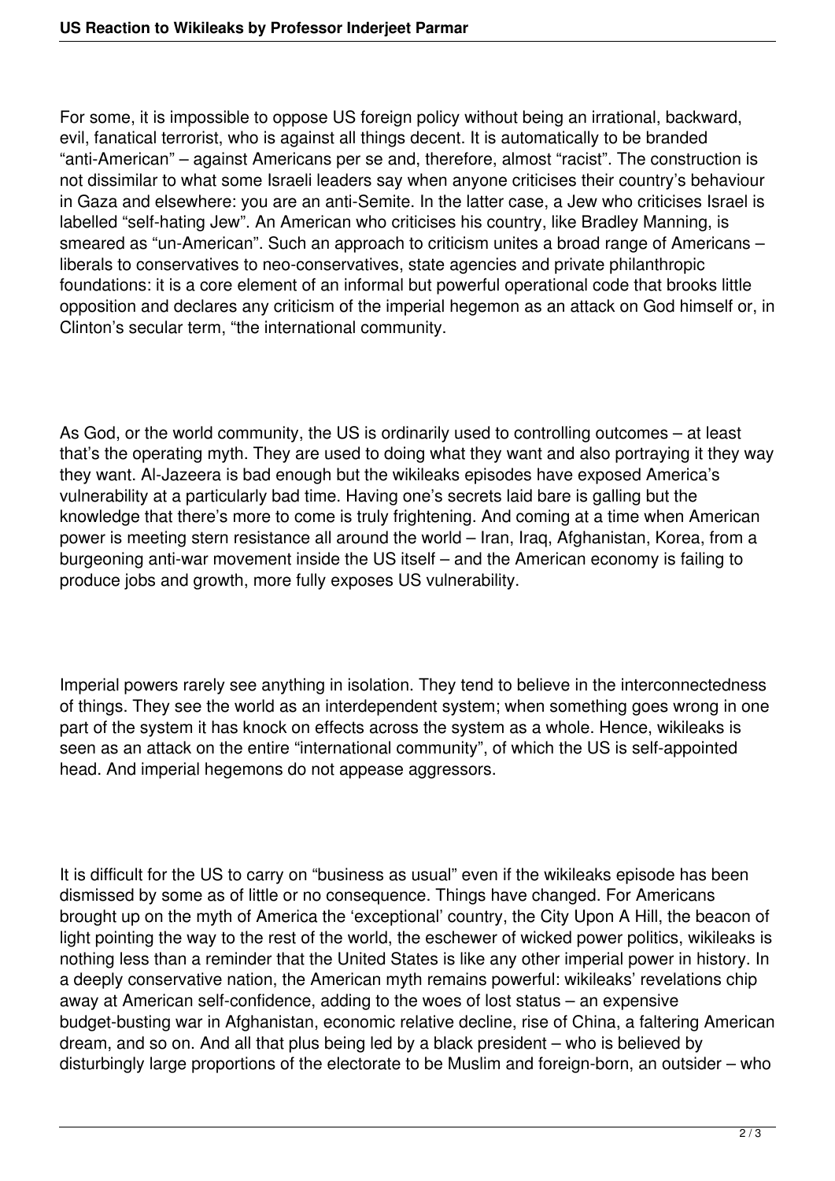For some, it is impossible to oppose US foreign policy without being an irrational, backward, evil, fanatical terrorist, who is against all things decent. It is automatically to be branded "anti-American" – against Americans per se and, therefore, almost "racist". The construction is not dissimilar to what some Israeli leaders say when anyone criticises their country's behaviour in Gaza and elsewhere: you are an anti-Semite. In the latter case, a Jew who criticises Israel is labelled "self-hating Jew". An American who criticises his country, like Bradley Manning, is smeared as "un-American". Such an approach to criticism unites a broad range of Americans – liberals to conservatives to neo-conservatives, state agencies and private philanthropic foundations: it is a core element of an informal but powerful operational code that brooks little opposition and declares any criticism of the imperial hegemon as an attack on God himself or, in Clinton's secular term, "the international community.

As God, or the world community, the US is ordinarily used to controlling outcomes – at least that's the operating myth. They are used to doing what they want and also portraying it they way they want. Al-Jazeera is bad enough but the wikileaks episodes have exposed America's vulnerability at a particularly bad time. Having one's secrets laid bare is galling but the knowledge that there's more to come is truly frightening. And coming at a time when American power is meeting stern resistance all around the world – Iran, Iraq, Afghanistan, Korea, from a burgeoning anti-war movement inside the US itself – and the American economy is failing to produce jobs and growth, more fully exposes US vulnerability.

Imperial powers rarely see anything in isolation. They tend to believe in the interconnectedness of things. They see the world as an interdependent system; when something goes wrong in one part of the system it has knock on effects across the system as a whole. Hence, wikileaks is seen as an attack on the entire "international community", of which the US is self-appointed head. And imperial hegemons do not appease aggressors.

It is difficult for the US to carry on "business as usual" even if the wikileaks episode has been dismissed by some as of little or no consequence. Things have changed. For Americans brought up on the myth of America the 'exceptional' country, the City Upon A Hill, the beacon of light pointing the way to the rest of the world, the eschewer of wicked power politics, wikileaks is nothing less than a reminder that the United States is like any other imperial power in history. In a deeply conservative nation, the American myth remains powerful: wikileaks' revelations chip away at American self-confidence, adding to the woes of lost status – an expensive budget-busting war in Afghanistan, economic relative decline, rise of China, a faltering American dream, and so on. And all that plus being led by a black president – who is believed by disturbingly large proportions of the electorate to be Muslim and foreign-born, an outsider – who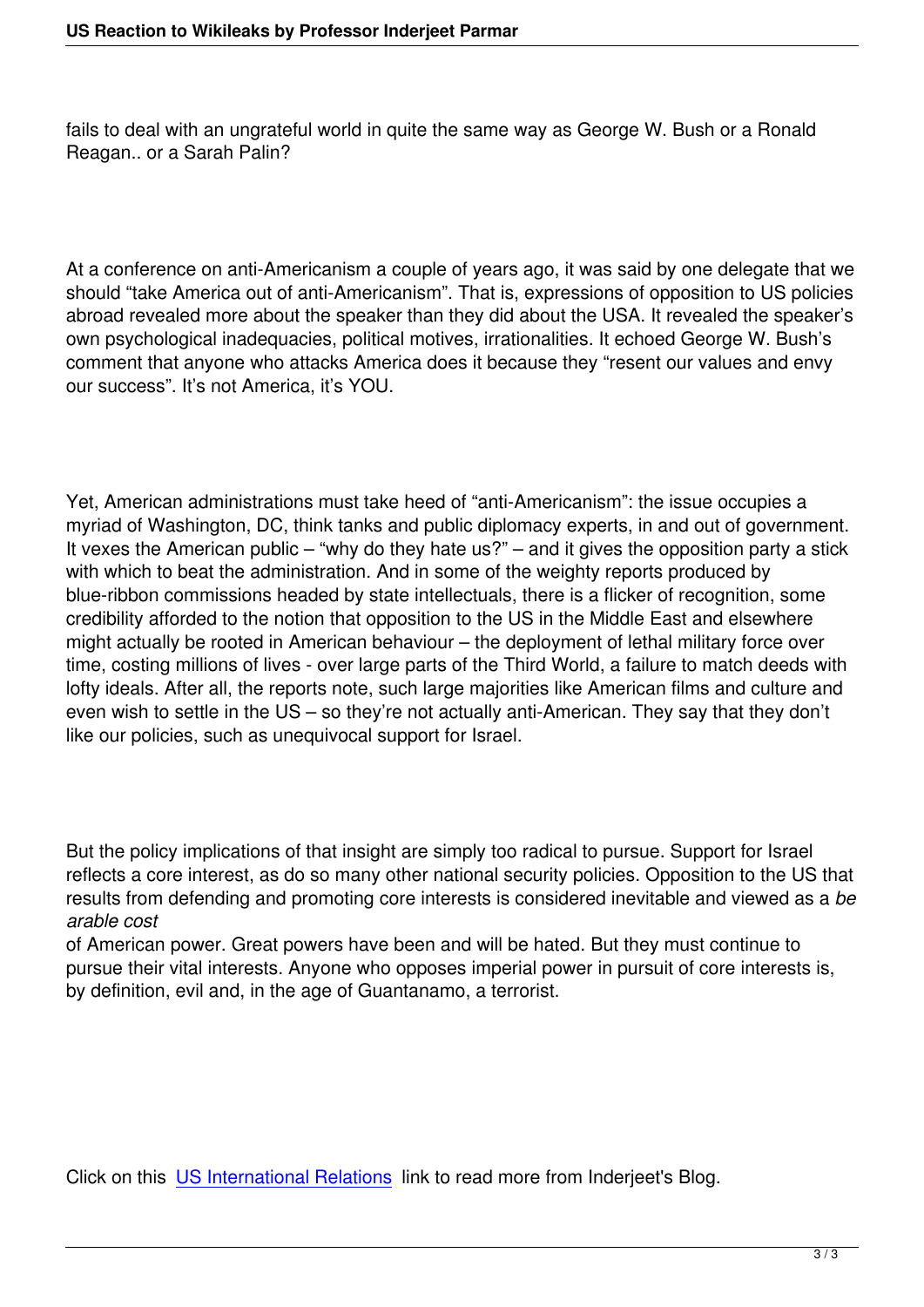fails to deal with an ungrateful world in quite the same way as George W. Bush or a Ronald Reagan.. or a Sarah Palin?

At a conference on anti-Americanism a couple of years ago, it was said by one delegate that we should "take America out of anti-Americanism". That is, expressions of opposition to US policies abroad revealed more about the speaker than they did about the USA. It revealed the speaker's own psychological inadequacies, political motives, irrationalities. It echoed George W. Bush's comment that anyone who attacks America does it because they "resent our values and envy our success". It's not America, it's YOU.

Yet, American administrations must take heed of "anti-Americanism": the issue occupies a myriad of Washington, DC, think tanks and public diplomacy experts, in and out of government. It vexes the American public – "why do they hate us?" – and it gives the opposition party a stick with which to beat the administration. And in some of the weighty reports produced by blue-ribbon commissions headed by state intellectuals, there is a flicker of recognition, some credibility afforded to the notion that opposition to the US in the Middle East and elsewhere might actually be rooted in American behaviour – the deployment of lethal military force over time, costing millions of lives - over large parts of the Third World, a failure to match deeds with lofty ideals. After all, the reports note, such large majorities like American films and culture and even wish to settle in the US – so they're not actually anti-American. They say that they don't like our policies, such as unequivocal support for Israel.

But the policy implications of that insight are simply too radical to pursue. Support for Israel reflects a core interest, as do so many other national security policies. Opposition to the US that results from defending and promoting core interests is considered inevitable and viewed as a *bearable cost* of American power. Great powers have been and will be hated. But they must continue to pursue their vital interests. Anyone who opposes imperial power in pursuit of core interests is, by definition, evil and, in the age of Guantanamo, a terrorist.

Click on this [US International Relations] link to read more from Inderjeet's Blog.